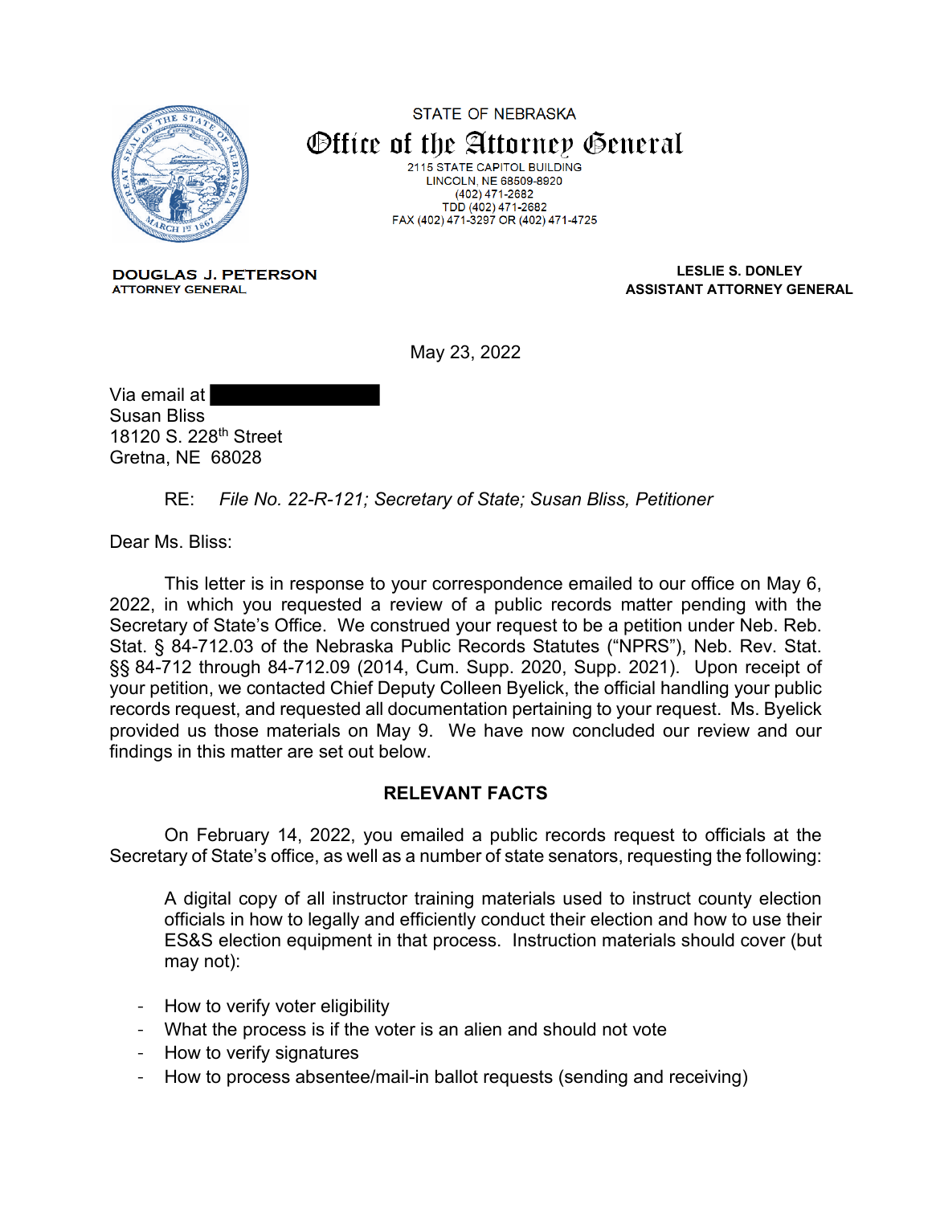STATE OF NEBRASKA

# Office of the Attorney General

2115 STATE CAPITOL BUILDING
LINCOLN, NE 68509-8920
(402) 471-2682
TDD (402) 471-2682
FAX (402) 471-3297 OR (402) 471-4725

**DOUGLAS J. PETERSON**
ATTORNEY GENERAL

**LESLIE S. DONLEY**
**ASSISTANT ATTORNEY GENERAL**

May 23, 2022

Via email at ██████████
Susan Bliss
18120 S. 228th Street
Gretna, NE 68028

RE: *File No. 22-R-121; Secretary of State; Susan Bliss, Petitioner*

Dear Ms. Bliss:

This letter is in response to your correspondence emailed to our office on May 6, 2022, in which you requested a review of a public records matter pending with the Secretary of State's Office. We construed your request to be a petition under Neb. Reb. Stat. § 84-712.03 of the Nebraska Public Records Statutes ("NPRS"), Neb. Rev. Stat. §§ 84-712 through 84-712.09 (2014, Cum. Supp. 2020, Supp. 2021). Upon receipt of your petition, we contacted Chief Deputy Colleen Byelick, the official handling your public records request, and requested all documentation pertaining to your request. Ms. Byelick provided us those materials on May 9. We have now concluded our review and our findings in this matter are set out below.

## RELEVANT FACTS

On February 14, 2022, you emailed a public records request to officials at the Secretary of State's office, as well as a number of state senators, requesting the following:

> A digital copy of all instructor training materials used to instruct county election officials in how to legally and efficiently conduct their election and how to use their ES&S election equipment in that process. Instruction materials should cover (but may not):
>
> - How to verify voter eligibility
> - What the process is if the voter is an alien and should not vote
> - How to verify signatures
> - How to process absentee/mail-in ballot requests (sending and receiving)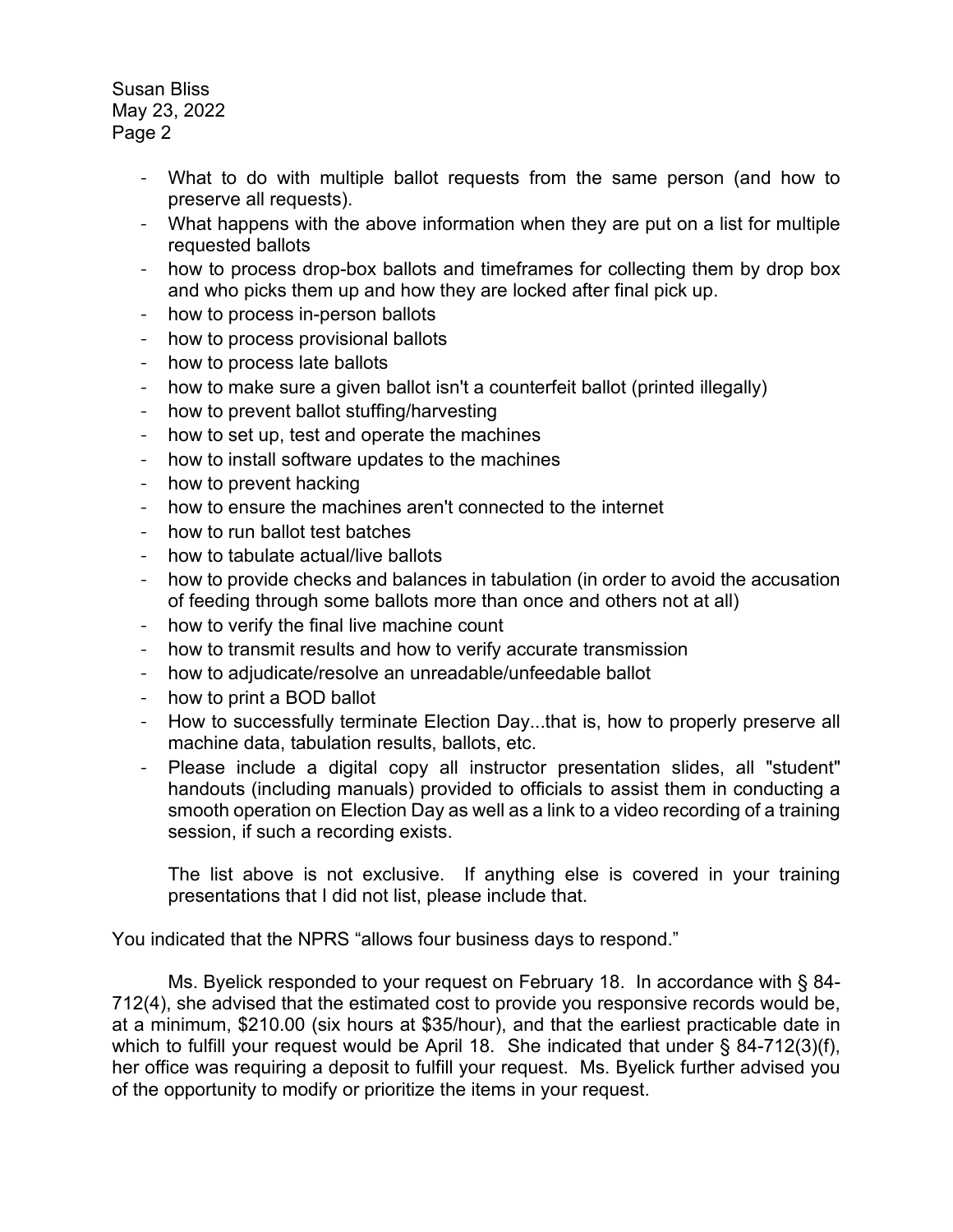- What to do with multiple ballot requests from the same person (and how to preserve all requests).
- What happens with the above information when they are put on a list for multiple requested ballots
- how to process drop-box ballots and timeframes for collecting them by drop box and who picks them up and how they are locked after final pick up.
- how to process in-person ballots
- how to process provisional ballots
- how to process late ballots
- how to make sure a given ballot isn't a counterfeit ballot (printed illegally)
- how to prevent ballot stuffing/harvesting
- how to set up, test and operate the machines
- how to install software updates to the machines
- how to prevent hacking
- how to ensure the machines aren't connected to the internet
- how to run ballot test batches
- how to tabulate actual/live ballots
- how to provide checks and balances in tabulation (in order to avoid the accusation of feeding through some ballots more than once and others not at all)
- how to verify the final live machine count
- how to transmit results and how to verify accurate transmission
- how to adjudicate/resolve an unreadable/unfeedable ballot
- how to print a BOD ballot
- How to successfully terminate Election Day...that is, how to properly preserve all machine data, tabulation results, ballots, etc.
- Please include a digital copy all instructor presentation slides, all "student" handouts (including manuals) provided to officials to assist them in conducting a smooth operation on Election Day as well as a link to a video recording of a training session, if such a recording exists.

  The list above is not exclusive. If anything else is covered in your training presentations that I did not list, please include that.

You indicated that the NPRS "allows four business days to respond."

Ms. Byelick responded to your request on February 18. In accordance with § 84-712(4), she advised that the estimated cost to provide you responsive records would be, at a minimum, $210.00 (six hours at $35/hour), and that the earliest practicable date in which to fulfill your request would be April 18. She indicated that under § 84-712(3)(f), her office was requiring a deposit to fulfill your request. Ms. Byelick further advised you of the opportunity to modify or prioritize the items in your request.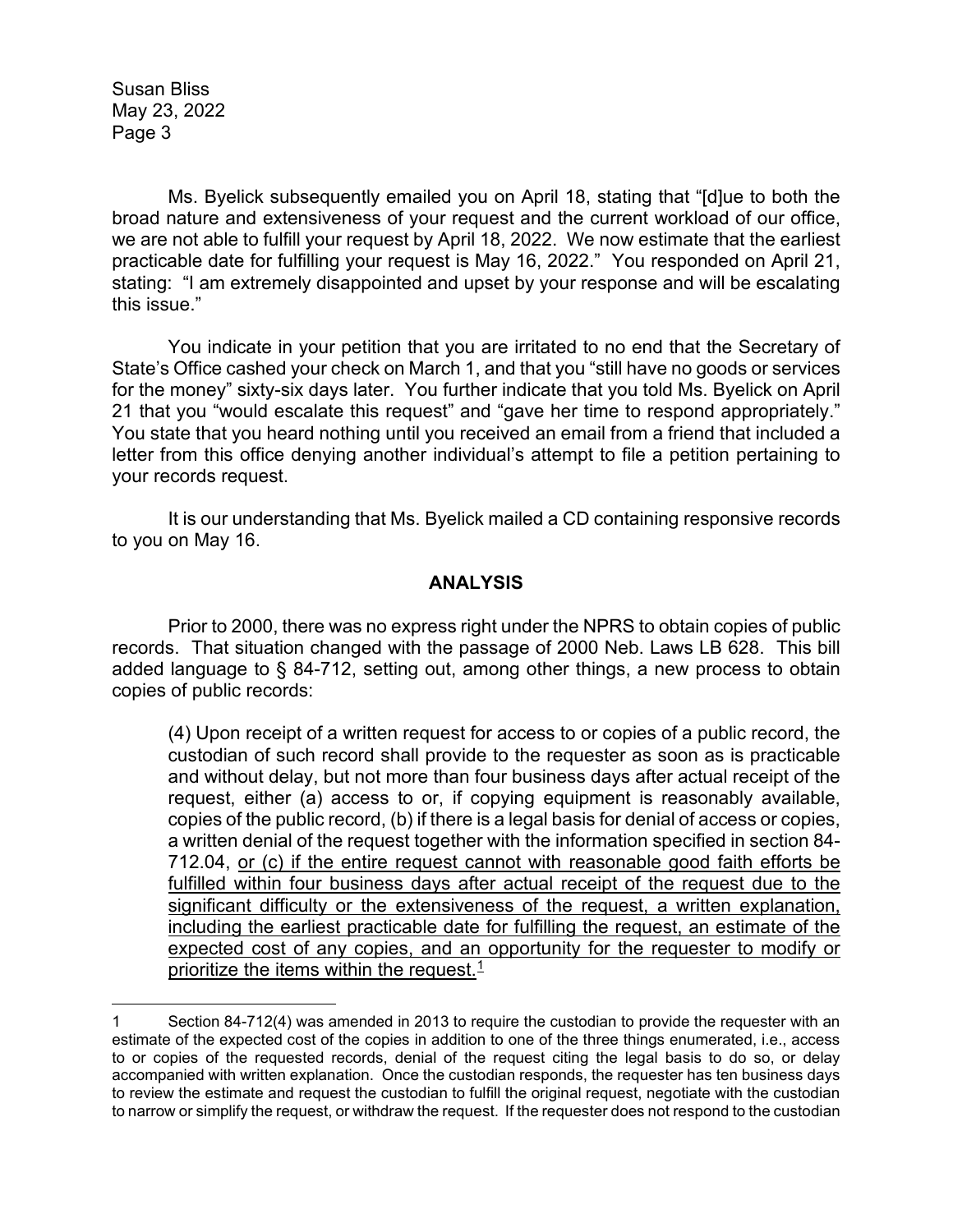Ms. Byelick subsequently emailed you on April 18, stating that "[d]ue to both the broad nature and extensiveness of your request and the current workload of our office, we are not able to fulfill your request by April 18, 2022. We now estimate that the earliest practicable date for fulfilling your request is May 16, 2022." You responded on April 21, stating: "I am extremely disappointed and upset by your response and will be escalating this issue."

You indicate in your petition that you are irritated to no end that the Secretary of State's Office cashed your check on March 1, and that you "still have no goods or services for the money" sixty-six days later. You further indicate that you told Ms. Byelick on April 21 that you "would escalate this request" and "gave her time to respond appropriately." You state that you heard nothing until you received an email from a friend that included a letter from this office denying another individual's attempt to file a petition pertaining to your records request.

It is our understanding that Ms. Byelick mailed a CD containing responsive records to you on May 16.

## ANALYSIS

Prior to 2000, there was no express right under the NPRS to obtain copies of public records. That situation changed with the passage of 2000 Neb. Laws LB 628. This bill added language to § 84-712, setting out, among other things, a new process to obtain copies of public records:

> (4) Upon receipt of a written request for access to or copies of a public record, the custodian of such record shall provide to the requester as soon as is practicable and without delay, but not more than four business days after actual receipt of the request, either (a) access to or, if copying equipment is reasonably available, copies of the public record, (b) if there is a legal basis for denial of access or copies, a written denial of the request together with the information specified in section 84-712.04, <u>or (c) if the entire request cannot with reasonable good faith efforts be fulfilled within four business days after actual receipt of the request due to the significant difficulty or the extensiveness of the request, a written explanation, including the earliest practicable date for fulfilling the request, an estimate of the expected cost of any copies, and an opportunity for the requester to modify or prioritize the items within the request.</u>[1]

1 Section 84-712(4) was amended in 2013 to require the custodian to provide the requester with an estimate of the expected cost of the copies in addition to one of the three things enumerated, i.e., access to or copies of the requested records, denial of the request citing the legal basis to do so, or delay accompanied with written explanation. Once the custodian responds, the requester has ten business days to review the estimate and request the custodian to fulfill the original request, negotiate with the custodian to narrow or simplify the request, or withdraw the request. If the requester does not respond to the custodian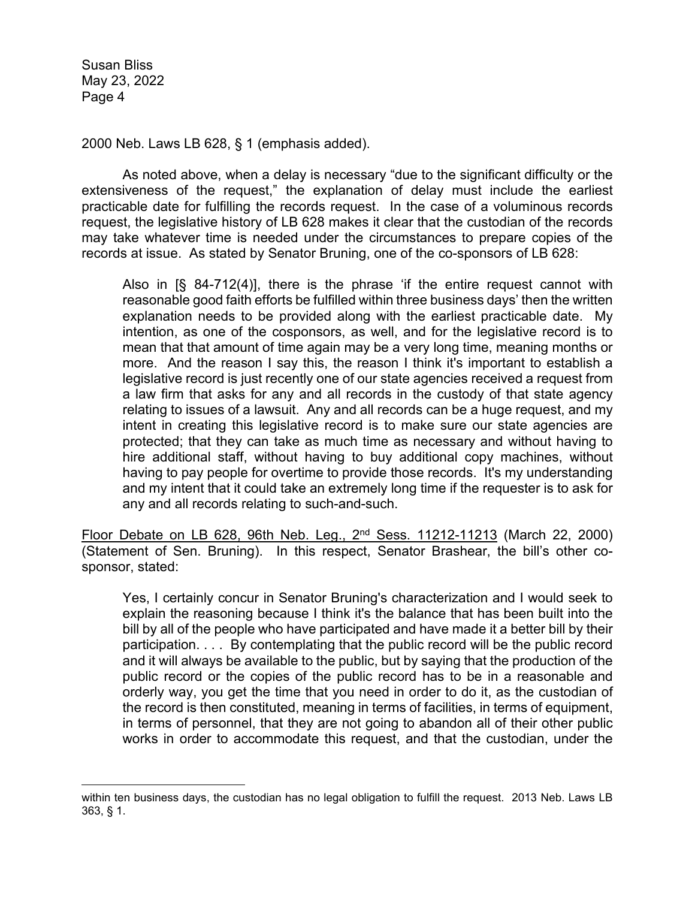2000 Neb. Laws LB 628, § 1 (emphasis added).

As noted above, when a delay is necessary "due to the significant difficulty or the extensiveness of the request," the explanation of delay must include the earliest practicable date for fulfilling the records request. In the case of a voluminous records request, the legislative history of LB 628 makes it clear that the custodian of the records may take whatever time is needed under the circumstances to prepare copies of the records at issue. As stated by Senator Bruning, one of the co-sponsors of LB 628:

> Also in [§ 84-712(4)], there is the phrase 'if the entire request cannot with reasonable good faith efforts be fulfilled within three business days' then the written explanation needs to be provided along with the earliest practicable date. My intention, as one of the cosponsors, as well, and for the legislative record is to mean that that amount of time again may be a very long time, meaning months or more. And the reason I say this, the reason I think it's important to establish a legislative record is just recently one of our state agencies received a request from a law firm that asks for any and all records in the custody of that state agency relating to issues of a lawsuit. Any and all records can be a huge request, and my intent in creating this legislative record is to make sure our state agencies are protected; that they can take as much time as necessary and without having to hire additional staff, without having to buy additional copy machines, without having to pay people for overtime to provide those records. It's my understanding and my intent that it could take an extremely long time if the requester is to ask for any and all records relating to such-and-such.

Floor Debate on LB 628, 96th Neb. Leg., 2nd Sess. 11212-11213 (March 22, 2000) (Statement of Sen. Bruning). In this respect, Senator Brashear, the bill's other co-sponsor, stated:

> Yes, I certainly concur in Senator Bruning's characterization and I would seek to explain the reasoning because I think it's the balance that has been built into the bill by all of the people who have participated and have made it a better bill by their participation. . . . By contemplating that the public record will be the public record and it will always be available to the public, but by saying that the production of the public record or the copies of the public record has to be in a reasonable and orderly way, you get the time that you need in order to do it, as the custodian of the record is then constituted, meaning in terms of facilities, in terms of equipment, in terms of personnel, that they are not going to abandon all of their other public works in order to accommodate this request, and that the custodian, under the

---

within ten business days, the custodian has no legal obligation to fulfill the request. 2013 Neb. Laws LB 363, § 1.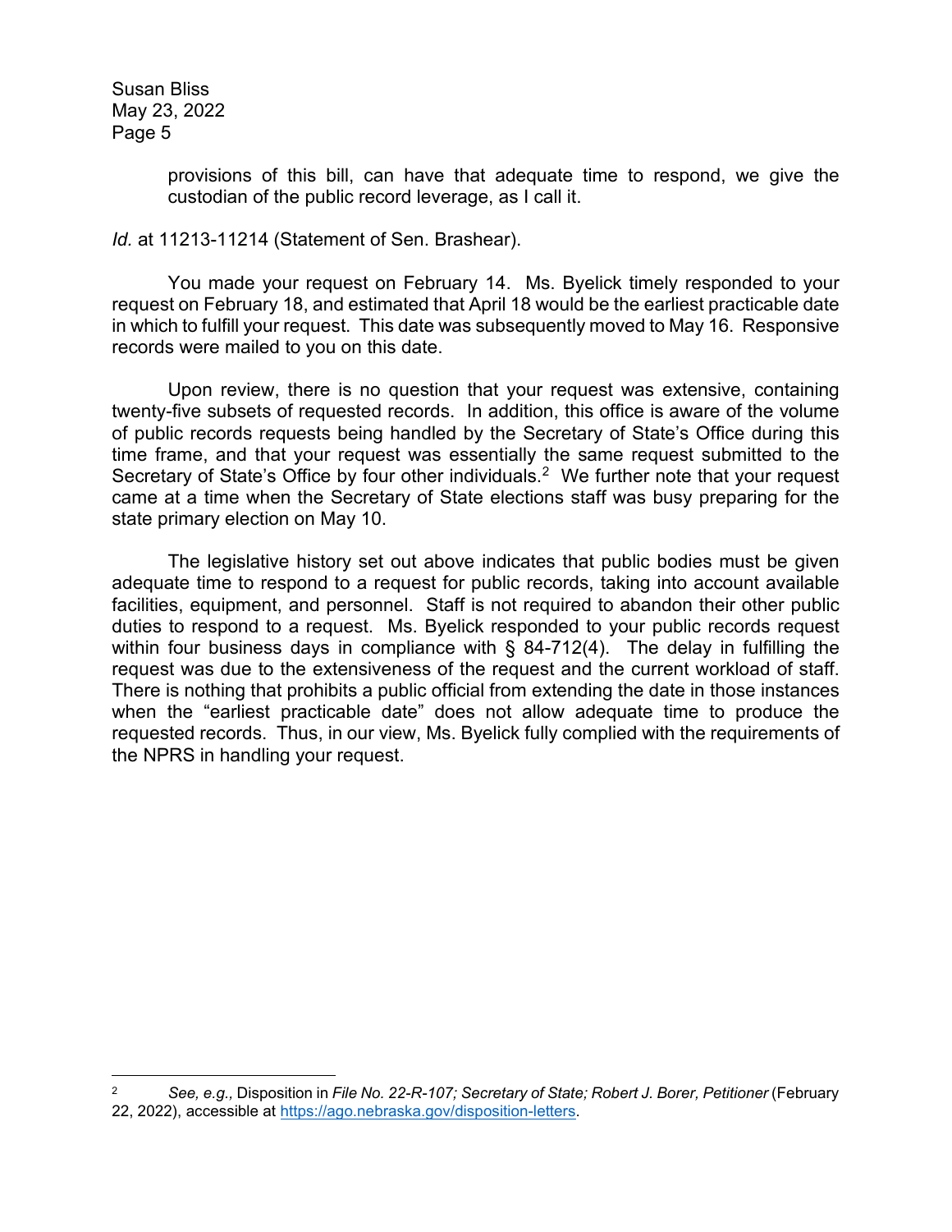> provisions of this bill, can have that adequate time to respond, we give the custodian of the public record leverage, as I call it.

*Id.* at 11213-11214 (Statement of Sen. Brashear).

You made your request on February 14. Ms. Byelick timely responded to your request on February 18, and estimated that April 18 would be the earliest practicable date in which to fulfill your request. This date was subsequently moved to May 16. Responsive records were mailed to you on this date.

Upon review, there is no question that your request was extensive, containing twenty-five subsets of requested records. In addition, this office is aware of the volume of public records requests being handled by the Secretary of State's Office during this time frame, and that your request was essentially the same request submitted to the Secretary of State's Office by four other individuals.[2] We further note that your request came at a time when the Secretary of State elections staff was busy preparing for the state primary election on May 10.

The legislative history set out above indicates that public bodies must be given adequate time to respond to a request for public records, taking into account available facilities, equipment, and personnel. Staff is not required to abandon their other public duties to respond to a request. Ms. Byelick responded to your public records request within four business days in compliance with § 84-712(4). The delay in fulfilling the request was due to the extensiveness of the request and the current workload of staff. There is nothing that prohibits a public official from extending the date in those instances when the "earliest practicable date" does not allow adequate time to produce the requested records. Thus, in our view, Ms. Byelick fully complied with the requirements of the NPRS in handling your request.

---

[2] *See, e.g.,* Disposition in *File No. 22-R-107; Secretary of State; Robert J. Borer, Petitioner* (February 22, 2022), accessible at https://ago.nebraska.gov/disposition-letters.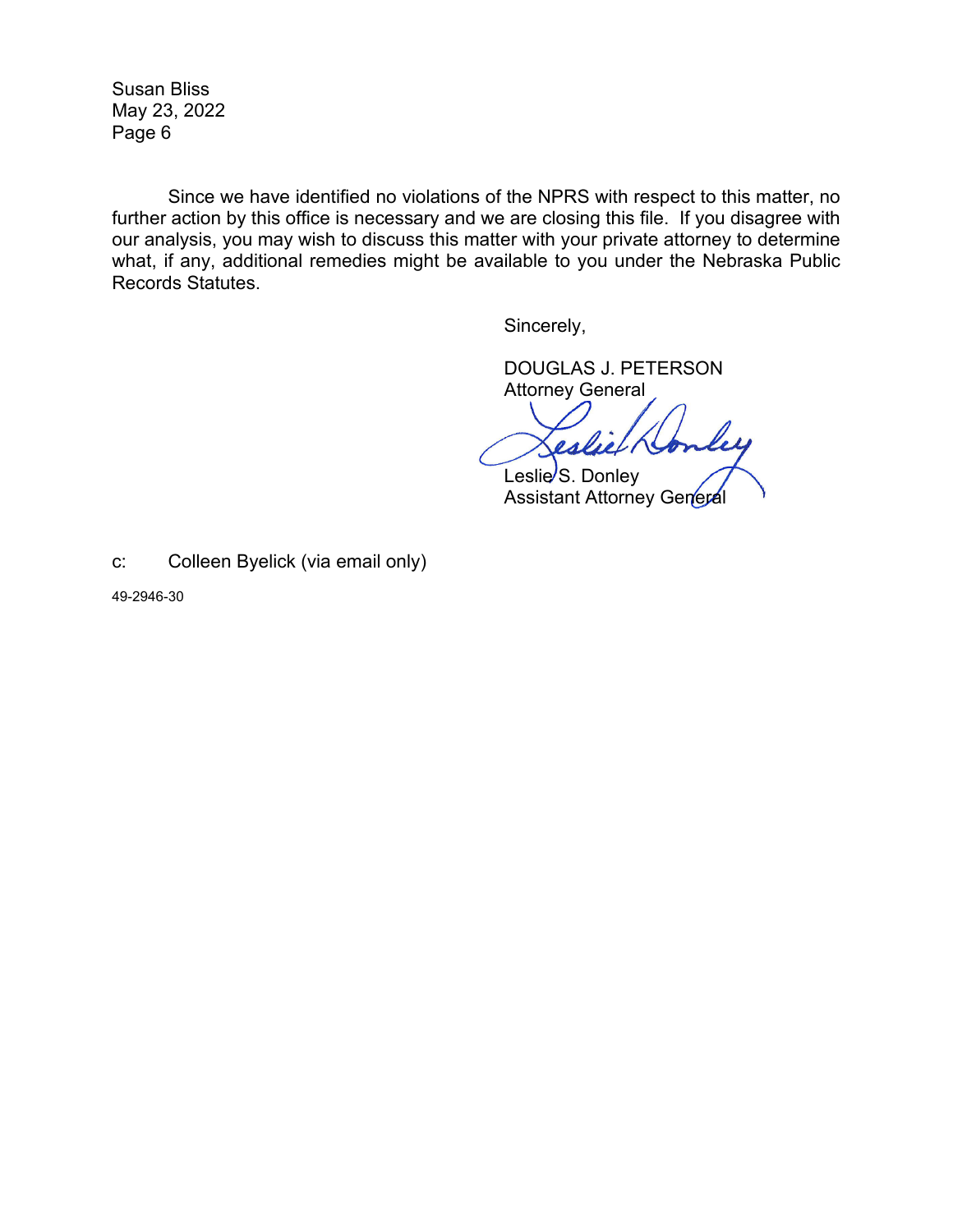Since we have identified no violations of the NPRS with respect to this matter, no further action by this office is necessary and we are closing this file. If you disagree with our analysis, you may wish to discuss this matter with your private attorney to determine what, if any, additional remedies might be available to you under the Nebraska Public Records Statutes.

Sincerely,

DOUGLAS J. PETERSON
Attorney General

Leslie S. Donley
Assistant Attorney General

c: Colleen Byelick (via email only)

49-2946-30